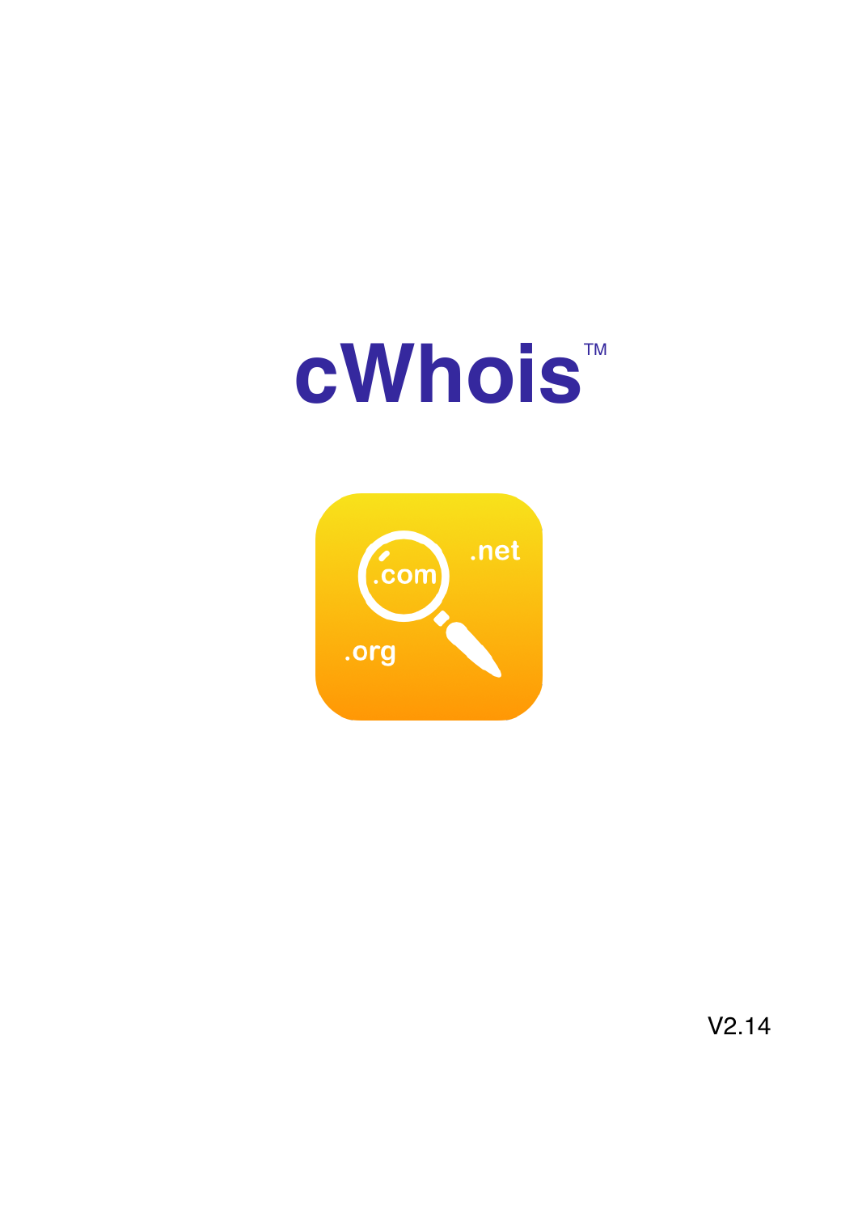# cWhois™

V2.14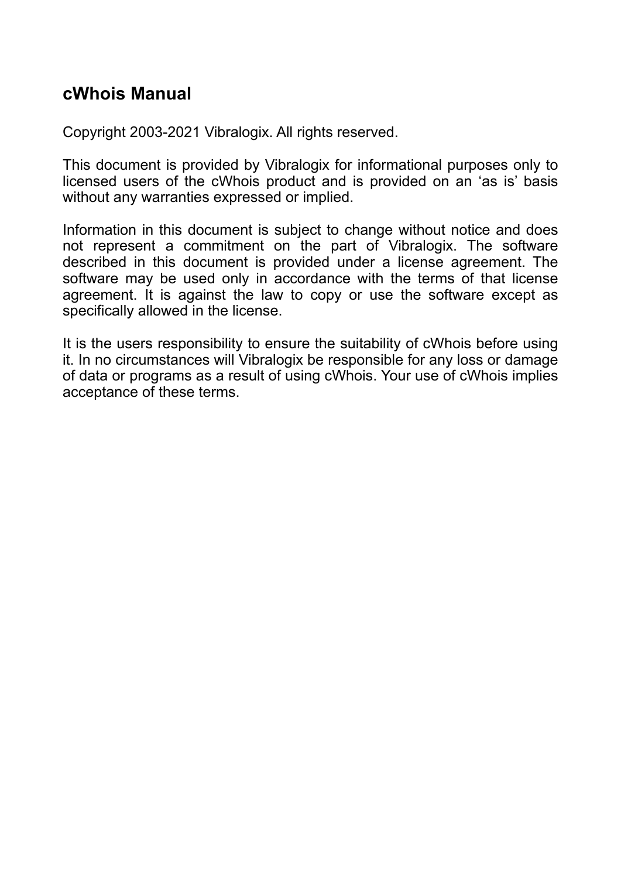## cWhois Manual

Copyright 2003-2021 Vibralogix. All rights reserved.

This document is provided by Vibralogix for informational purposes only to licensed users of the cWhois product and is provided on an ‘as is’ basis without any warranties expressed or implied.

Information in this document is subject to change without notice and does not represent a commitment on the part of Vibralogix. The software described in this document is provided under a license agreement. The software may be used only in accordance with the terms of that license agreement. It is against the law to copy or use the software except as specifically allowed in the license.

It is the users responsibility to ensure the suitability of cWhois before using it. In no circumstances will Vibralogix be responsible for any loss or damage of data or programs as a result of using cWhois. Your use of cWhois implies acceptance of these terms.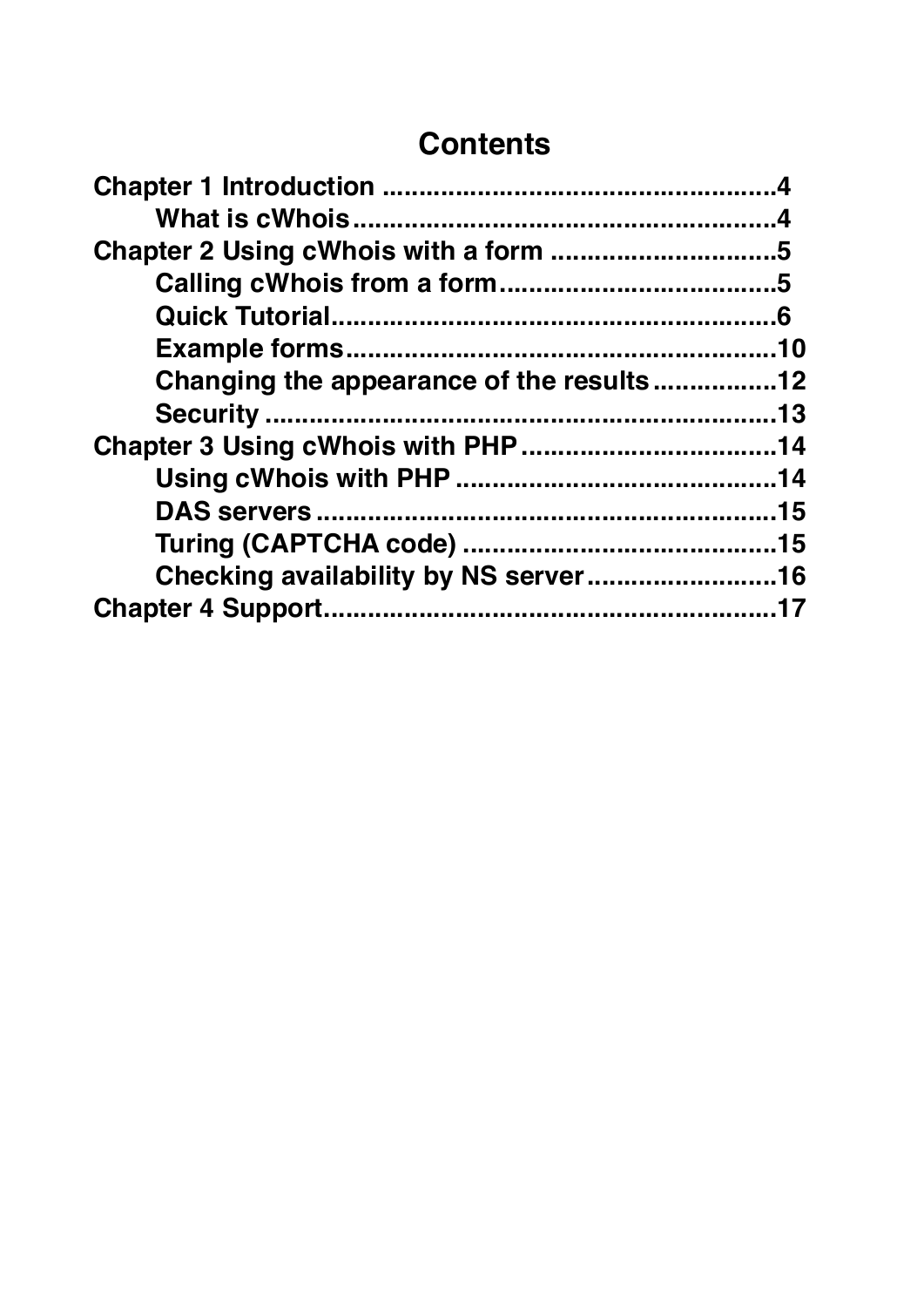# Contents

**Chapter 1 Introduction ....................................................4**

- **What is cWhois........................................................4**

**Chapter 2 Using cWhois with a form ..............................5**

- **Calling cWhois from a form.....................................5**
- **Quick Tutorial...........................................................6**
- **Example forms.........................................................10**
- **Changing the appearance of the results .................12**
- **Security ...................................................................13**

**Chapter 3 Using cWhois with PHP ..................................14**

- **Using cWhois with PHP ...........................................14**
- **DAS servers .............................................................15**
- **Turing (CAPTCHA code) ..........................................15**
- **Checking availability by NS server .........................16**

**Chapter 4 Support...........................................................17**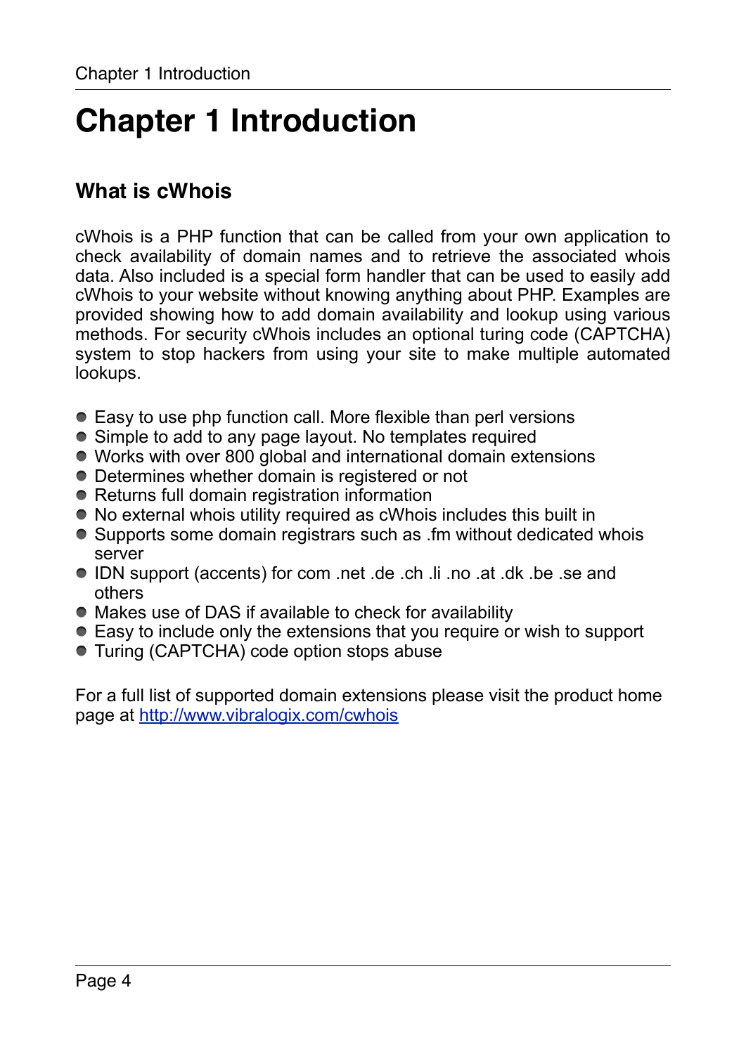# Chapter 1 Introduction

## What is cWhois

cWhois is a PHP function that can be called from your own application to check availability of domain names and to retrieve the associated whois data. Also included is a special form handler that can be used to easily add cWhois to your website without knowing anything about PHP. Examples are provided showing how to add domain availability and lookup using various methods. For security cWhois includes an optional turing code (CAPTCHA) system to stop hackers from using your site to make multiple automated lookups.

- Easy to use php function call. More flexible than perl versions
- Simple to add to any page layout. No templates required
- Works with over 800 global and international domain extensions
- Determines whether domain is registered or not
- Returns full domain registration information
- No external whois utility required as cWhois includes this built in
- Supports some domain registrars such as .fm without dedicated whois server
- IDN support (accents) for com .net .de .ch .li .no .at .dk .be .se and others
- Makes use of DAS if available to check for availability
- Easy to include only the extensions that you require or wish to support
- Turing (CAPTCHA) code option stops abuse

For a full list of supported domain extensions please visit the product home page at [http://www.vibralogix.com/cwhois](http://www.vibralogix.com/cwhois)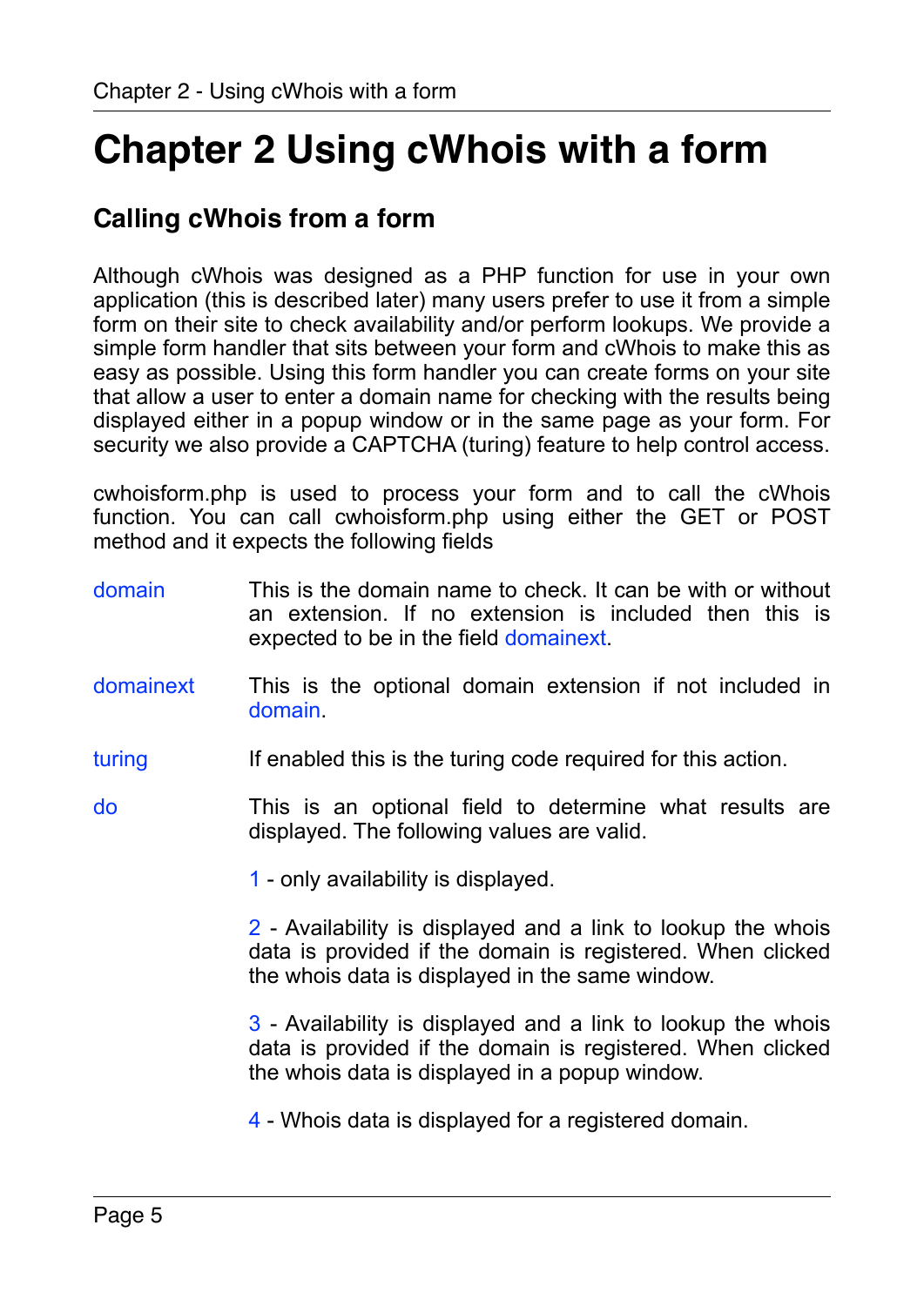# Chapter 2 Using cWhois with a form

## Calling cWhois from a form

Although cWhois was designed as a PHP function for use in your own application (this is described later) many users prefer to use it from a simple form on their site to check availability and/or perform lookups. We provide a simple form handler that sits between your form and cWhois to make this as easy as possible. Using this form handler you can create forms on your site that allow a user to enter a domain name for checking with the results being displayed either in a popup window or in the same page as your form. For security we also provide a CAPTCHA (turing) feature to help control access.

cwhoisform.php is used to process your form and to call the cWhois function. You can call cwhoisform.php using either the GET or POST method and it expects the following fields

**domain**
This is the domain name to check. It can be with or without an extension. If no extension is included then this is expected to be in the field domainext.

**domainext**
This is the optional domain extension if not included in domain.

**turing**
If enabled this is the turing code required for this action.

**do**
This is an optional field to determine what results are displayed. The following values are valid.

- 1 - only availability is displayed.
- 2 - Availability is displayed and a link to lookup the whois data is provided if the domain is registered. When clicked the whois data is displayed in the same window.
- 3 - Availability is displayed and a link to lookup the whois data is provided if the domain is registered. When clicked the whois data is displayed in a popup window.
- 4 - Whois data is displayed for a registered domain.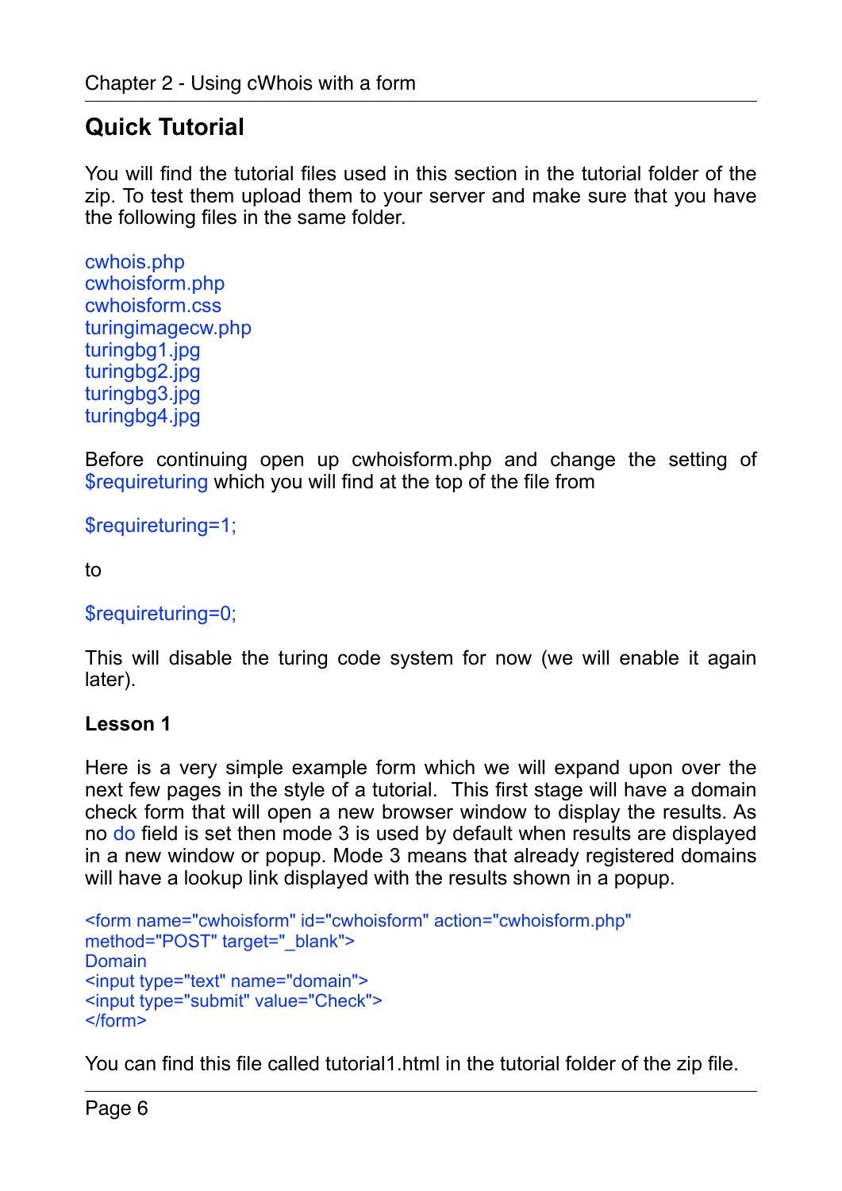## Quick Tutorial

You will find the tutorial files used in this section in the tutorial folder of the zip. To test them upload them to your server and make sure that you have the following files in the same folder.

cwhois.php
cwhoisform.php
cwhoisform.css
turingimagecw.php
turingbg1.jpg
turingbg2.jpg
turingbg3.jpg
turingbg4.jpg

Before continuing open up cwhoisform.php and change the setting of $requireturing which you will find at the top of the file from

```
$requireturing=1;
```

to

```
$requireturing=0;
```

This will disable the turing code system for now (we will enable it again later).

**Lesson 1**

Here is a very simple example form which we will expand upon over the next few pages in the style of a tutorial. This first stage will have a domain check form that will open a new browser window to display the results. As no do field is set then mode 3 is used by default when results are displayed in a new window or popup. Mode 3 means that already registered domains will have a lookup link displayed with the results shown in a popup.

```
<form name="cwhoisform" id="cwhoisform" action="cwhoisform.php"
method="POST" target="_blank">
Domain
<input type="text" name="domain">
<input type="submit" value="Check">
</form>
```

You can find this file called tutorial1.html in the tutorial folder of the zip file.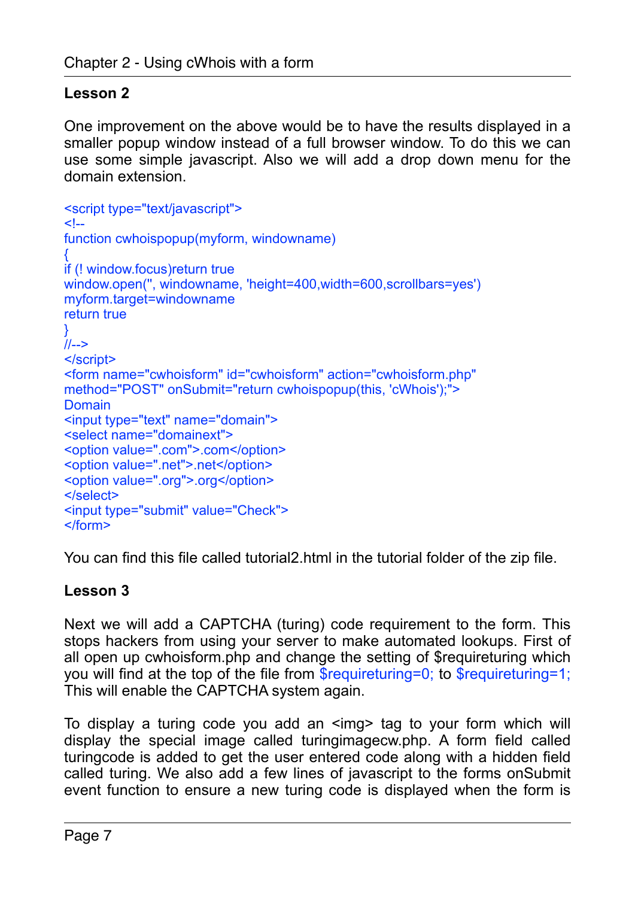## Lesson 2

One improvement on the above would be to have the results displayed in a smaller popup window instead of a full browser window. To do this we can use some simple javascript. Also we will add a drop down menu for the domain extension.

```
<script type="text/javascript">
<!--
function cwhoispopup(myform, windowname)
{
if (! window.focus)return true
window.open('', windowname, 'height=400,width=600,scrollbars=yes')
myform.target=windowname
return true
}
//-->
</script>
<form name="cwhoisform" id="cwhoisform" action="cwhoisform.php"
method="POST" onSubmit="return cwhoispopup(this, 'cWhois');">
Domain
<input type="text" name="domain">
<select name="domainext">
<option value=".com">.com</option>
<option value=".net">.net</option>
<option value=".org">.org</option>
</select>
<input type="submit" value="Check">
</form>
```

You can find this file called tutorial2.html in the tutorial folder of the zip file.

## Lesson 3

Next we will add a CAPTCHA (turing) code requirement to the form. This stops hackers from using your server to make automated lookups. First of all open up cwhoisform.php and change the setting of $requireturing which you will find at the top of the file from `$requireturing=0;` to `$requireturing=1;` This will enable the CAPTCHA system again.

To display a turing code you add an <img> tag to your form which will display the special image called turingimagecw.php. A form field called turingcode is added to get the user entered code along with a hidden field called turing. We also add a few lines of javascript to the forms onSubmit event function to ensure a new turing code is displayed when the form is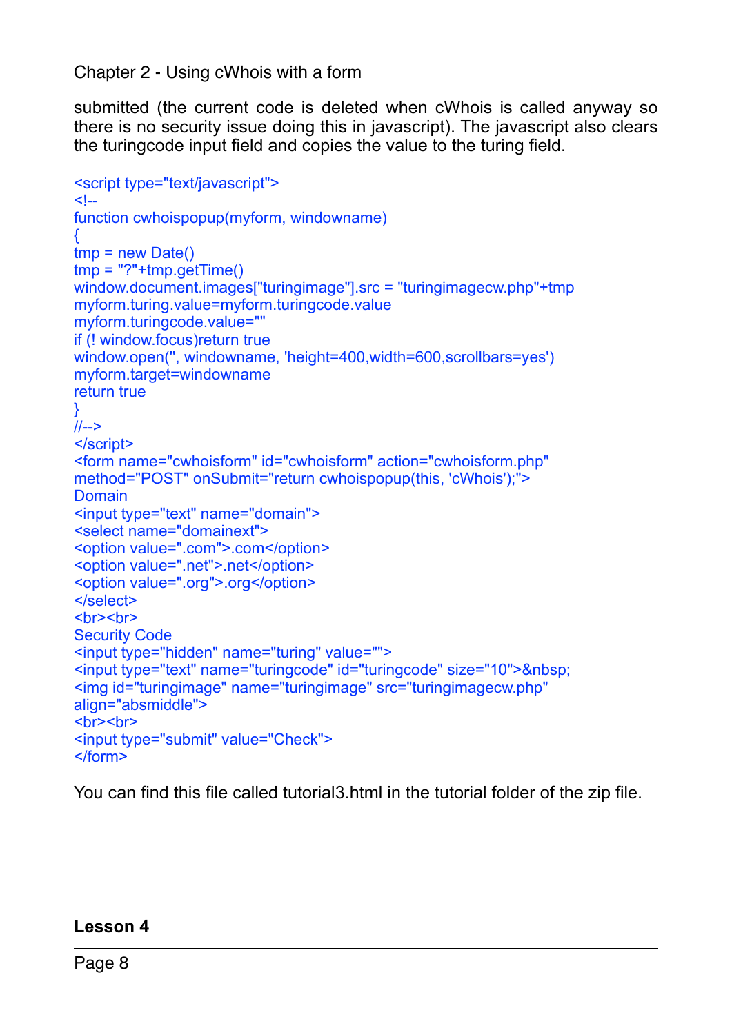submitted (the current code is deleted when cWhois is called anyway so there is no security issue doing this in javascript). The javascript also clears the turingcode input field and copies the value to the turing field.

```
<script type="text/javascript">
<!--
function cwhoispopup(myform, windowname)
{
tmp = new Date()
tmp = "?"+tmp.getTime()
window.document.images["turingimage"].src = "turingimagecw.php"+tmp
myform.turing.value=myform.turingcode.value
myform.turingcode.value=""
if (! window.focus)return true
window.open('', windowname, 'height=400,width=600,scrollbars=yes')
myform.target=windowname
return true
}
//-->
</script>
<form name="cwhoisform" id="cwhoisform" action="cwhoisform.php"
method="POST" onSubmit="return cwhoispopup(this, 'cWhois');">
Domain
<input type="text" name="domain">
<select name="domainext">
<option value=".com">.com</option>
<option value=".net">.net</option>
<option value=".org">.org</option>
</select>
<br><br>
Security Code
<input type="hidden" name="turing" value="">
<input type="text" name="turingcode" id="turingcode" size="10">&nbsp;
<img id="turingimage" name="turingimage" src="turingimagecw.php"
align="absmiddle">
<br><br>
<input type="submit" value="Check">
</form>
```

You can find this file called tutorial3.html in the tutorial folder of the zip file.

**Lesson 4**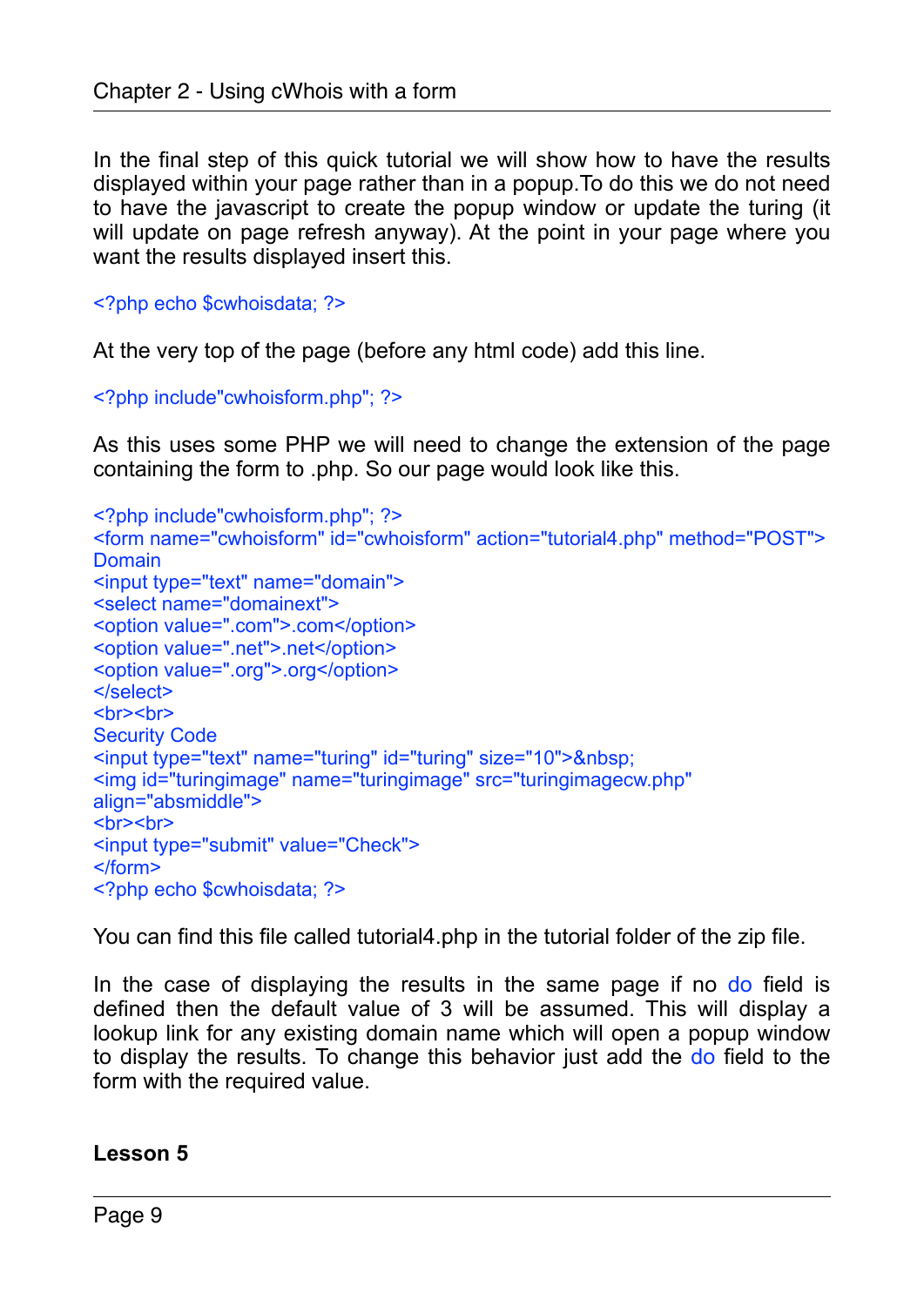In the final step of this quick tutorial we will show how to have the results displayed within your page rather than in a popup.To do this we do not need to have the javascript to create the popup window or update the turing (it will update on page refresh anyway). At the point in your page where you want the results displayed insert this.

```
<?php echo $cwhoisdata; ?>
```

At the very top of the page (before any html code) add this line.

```
<?php include"cwhoisform.php"; ?>
```

As this uses some PHP we will need to change the extension of the page containing the form to .php. So our page would look like this.

```
<?php include"cwhoisform.php"; ?>
<form name="cwhoisform" id="cwhoisform" action="tutorial4.php" method="POST">
Domain
<input type="text" name="domain">
<select name="domainext">
<option value=".com">.com</option>
<option value=".net">.net</option>
<option value=".org">.org</option>
</select>
<br><br>
Security Code
<input type="text" name="turing" id="turing" size="10">&nbsp;
<img id="turingimage" name="turingimage" src="turingimagecw.php"
align="absmiddle">
<br><br>
<input type="submit" value="Check">
</form>
<?php echo $cwhoisdata; ?>
```

You can find this file called tutorial4.php in the tutorial folder of the zip file.

In the case of displaying the results in the same page if no do field is defined then the default value of 3 will be assumed. This will display a lookup link for any existing domain name which will open a popup window to display the results. To change this behavior just add the do field to the form with the required value.

**Lesson 5**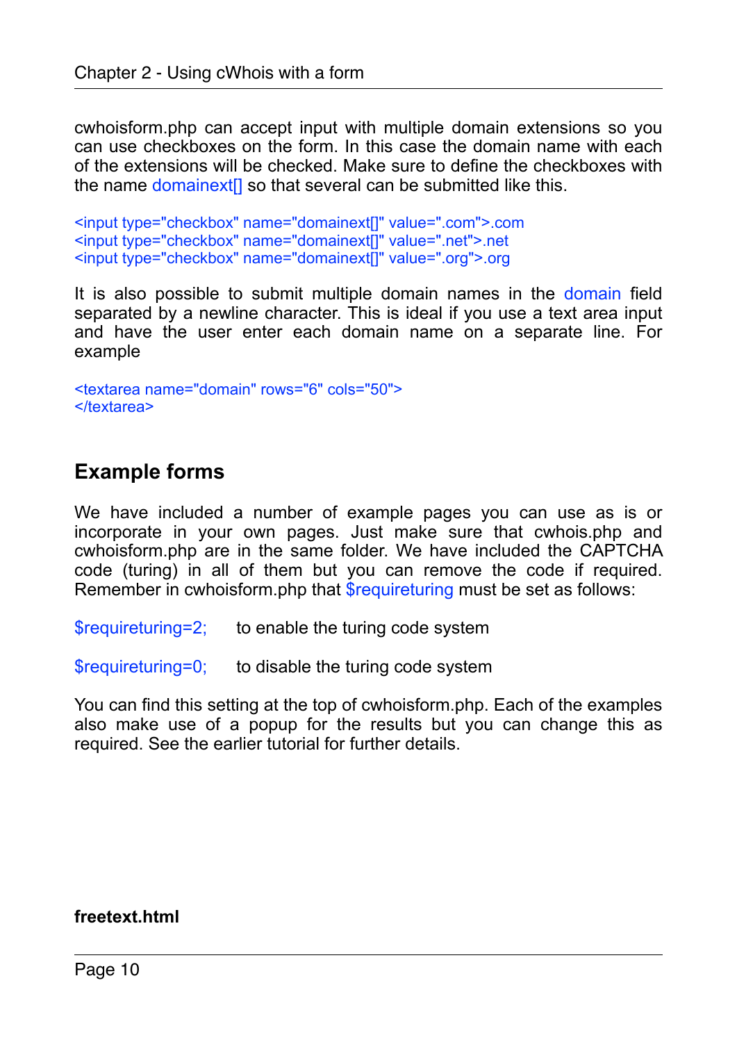cwhoisform.php can accept input with multiple domain extensions so you can use checkboxes on the form. In this case the domain name with each of the extensions will be checked. Make sure to define the checkboxes with the name domainext[] so that several can be submitted like this.

```
<input type="checkbox" name="domainext[]" value=".com">.com
<input type="checkbox" name="domainext[]" value=".net">.net
<input type="checkbox" name="domainext[]" value=".org">.org
```

It is also possible to submit multiple domain names in the domain field separated by a newline character. This is ideal if you use a text area input and have the user enter each domain name on a separate line. For example

```
<textarea name="domain" rows="6" cols="50">
</textarea>
```

## Example forms

We have included a number of example pages you can use as is or incorporate in your own pages. Just make sure that cwhois.php and cwhoisform.php are in the same folder. We have included the CAPTCHA code (turing) in all of them but you can remove the code if required. Remember in cwhoisform.php that $requireturing must be set as follows:

`$requireturing=2;` to enable the turing code system

`$requireturing=0;` to disable the turing code system

You can find this setting at the top of cwhoisform.php. Each of the examples also make use of a popup for the results but you can change this as required. See the earlier tutorial for further details.

**freetext.html**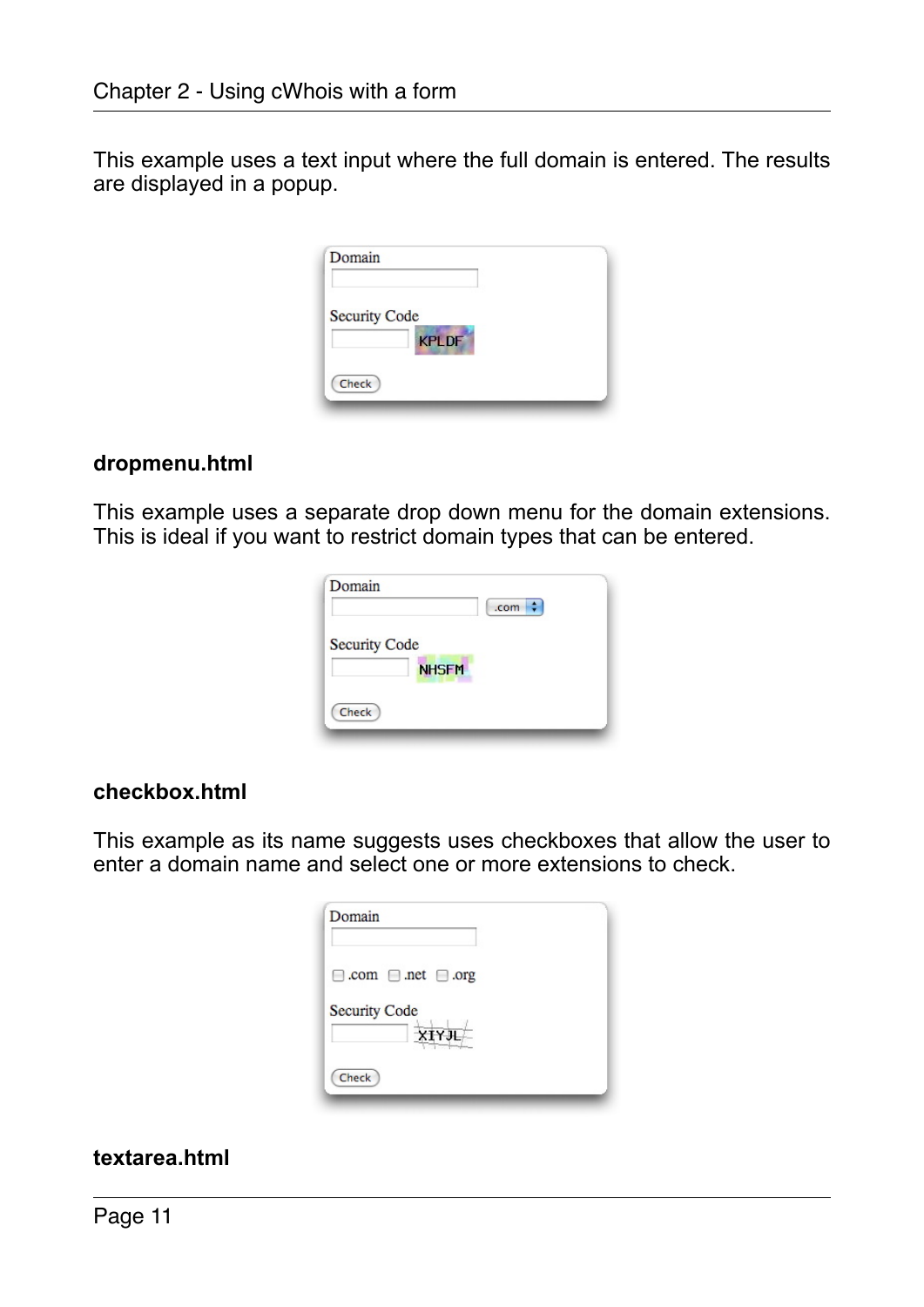This example uses a text input where the full domain is entered. The results are displayed in a popup.

**dropmenu.html**

This example uses a separate drop down menu for the domain extensions. This is ideal if you want to restrict domain types that can be entered.

**checkbox.html**

This example as its name suggests uses checkboxes that allow the user to enter a domain name and select one or more extensions to check.

**textarea.html**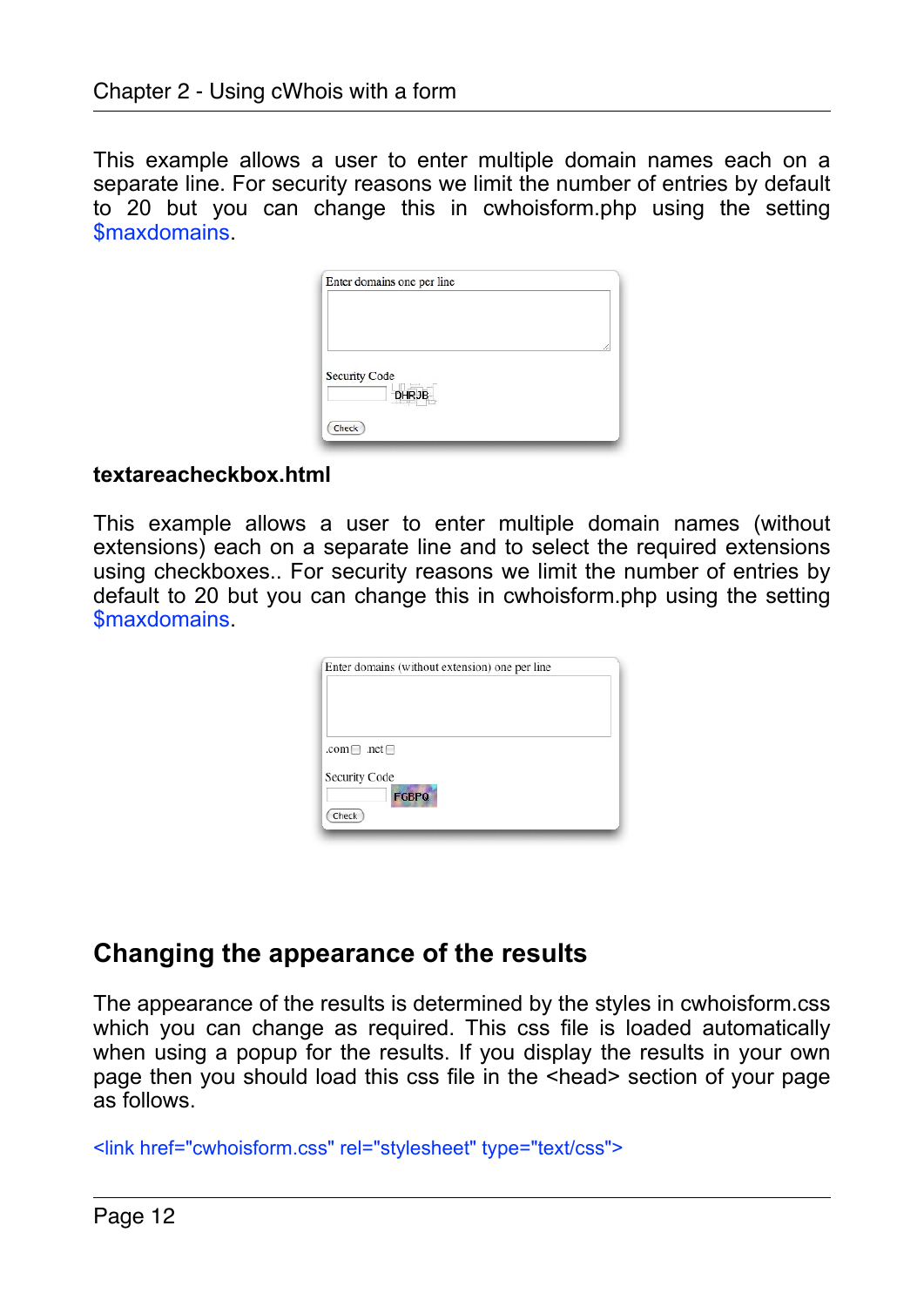This example allows a user to enter multiple domain names each on a separate line. For security reasons we limit the number of entries by default to 20 but you can change this in cwhoisform.php using the setting $maxdomains.

**textareacheckbox.html**

This example allows a user to enter multiple domain names (without extensions) each on a separate line and to select the required extensions using checkboxes.. For security reasons we limit the number of entries by default to 20 but you can change this in cwhoisform.php using the setting $maxdomains.

## Changing the appearance of the results

The appearance of the results is determined by the styles in cwhoisform.css which you can change as required. This css file is loaded automatically when using a popup for the results. If you display the results in your own page then you should load this css file in the <head> section of your page as follows.

```
<link href="cwhoisform.css" rel="stylesheet" type="text/css">
```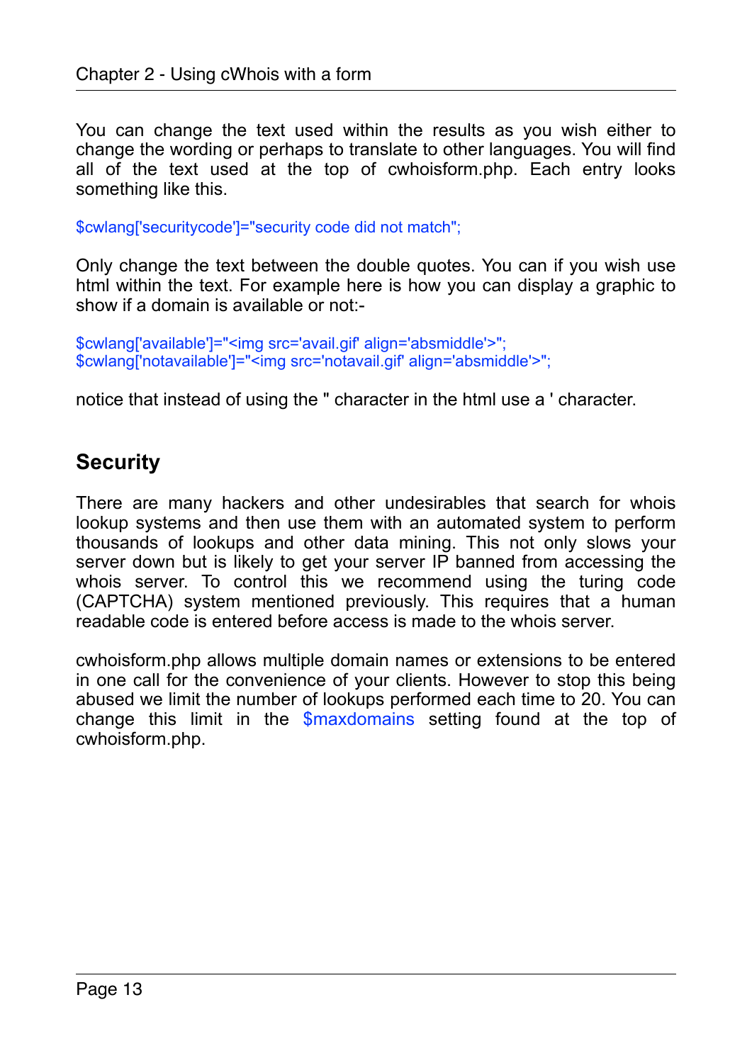You can change the text used within the results as you wish either to change the wording or perhaps to translate to other languages. You will find all of the text used at the top of cwhoisform.php. Each entry looks something like this.

```
$cwlang['securitycode']="security code did not match";
```

Only change the text between the double quotes. You can if you wish use html within the text. For example here is how you can display a graphic to show if a domain is available or not:-

```
$cwlang['available']="<img src='avail.gif' align='absmiddle'>";
$cwlang['notavailable']="<img src='notavail.gif' align='absmiddle'>";
```

notice that instead of using the " character in the html use a ' character.

## Security

There are many hackers and other undesirables that search for whois lookup systems and then use them with an automated system to perform thousands of lookups and other data mining. This not only slows your server down but is likely to get your server IP banned from accessing the whois server. To control this we recommend using the turing code (CAPTCHA) system mentioned previously. This requires that a human readable code is entered before access is made to the whois server.

cwhoisform.php allows multiple domain names or extensions to be entered in one call for the convenience of your clients. However to stop this being abused we limit the number of lookups performed each time to 20. You can change this limit in the `$maxdomains` setting found at the top of cwhoisform.php.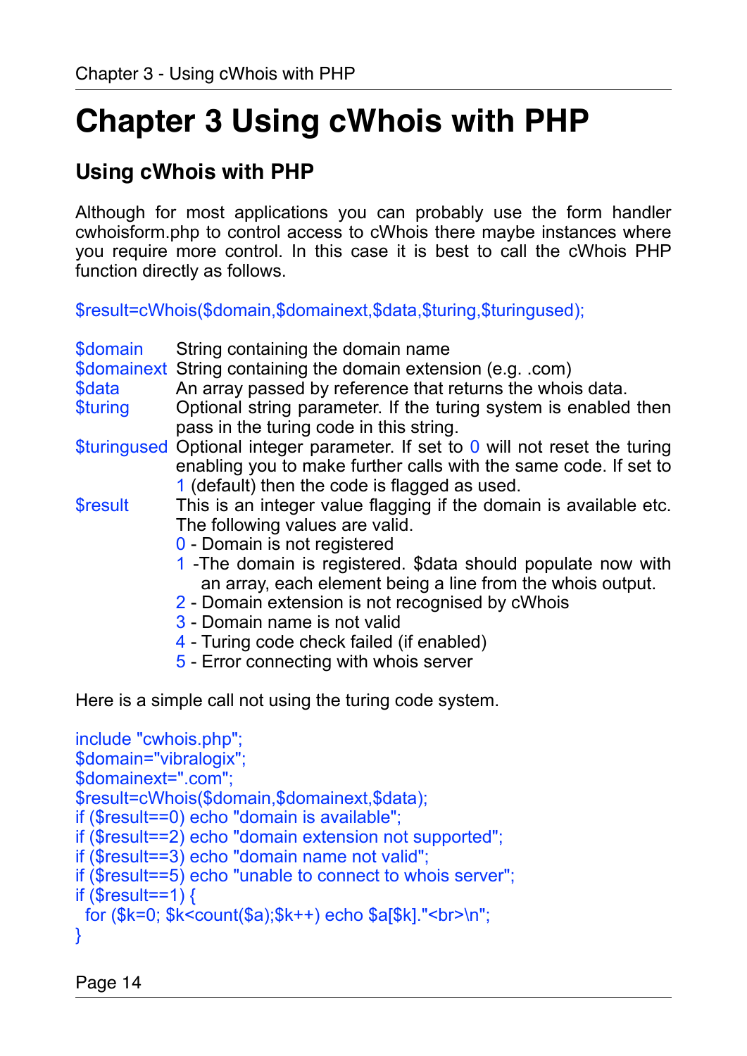# Chapter 3 Using cWhois with PHP

## Using cWhois with PHP

Although for most applications you can probably use the form handler cwhoisform.php to control access to cWhois there maybe instances where you require more control. In this case it is best to call the cWhois PHP function directly as follows.

```
$result=cWhois($domain,$domainext,$data,$turing,$turingused);
```

| | |
|---|---|
| $domain | String containing the domain name |
| $domainext | String containing the domain extension (e.g. .com) |
| $data | An array passed by reference that returns the whois data. |
| $turing | Optional string parameter. If the turing system is enabled then pass in the turing code in this string. |
| $turingused | Optional integer parameter. If set to 0 will not reset the turing enabling you to make further calls with the same code. If set to 1 (default) then the code is flagged as used. |
| $result | This is an integer value flagging if the domain is available etc. The following values are valid.<br>0 - Domain is not registered<br>1 -The domain is registered. $data should populate now with an array, each element being a line from the whois output.<br>2 - Domain extension is not recognised by cWhois<br>3 - Domain name is not valid<br>4 - Turing code check failed (if enabled)<br>5 - Error connecting with whois server |

Here is a simple call not using the turing code system.

```
include "cwhois.php";
$domain="vibralogix";
$domainext=".com";
$result=cWhois($domain,$domainext,$data);
if ($result==0) echo "domain is available";
if ($result==2) echo "domain extension not supported";
if ($result==3) echo "domain name not valid";
if ($result==5) echo "unable to connect to whois server";
if ($result==1) {
  for ($k=0; $k<count($a);$k++) echo $a[$k]."<br>\n";
}
```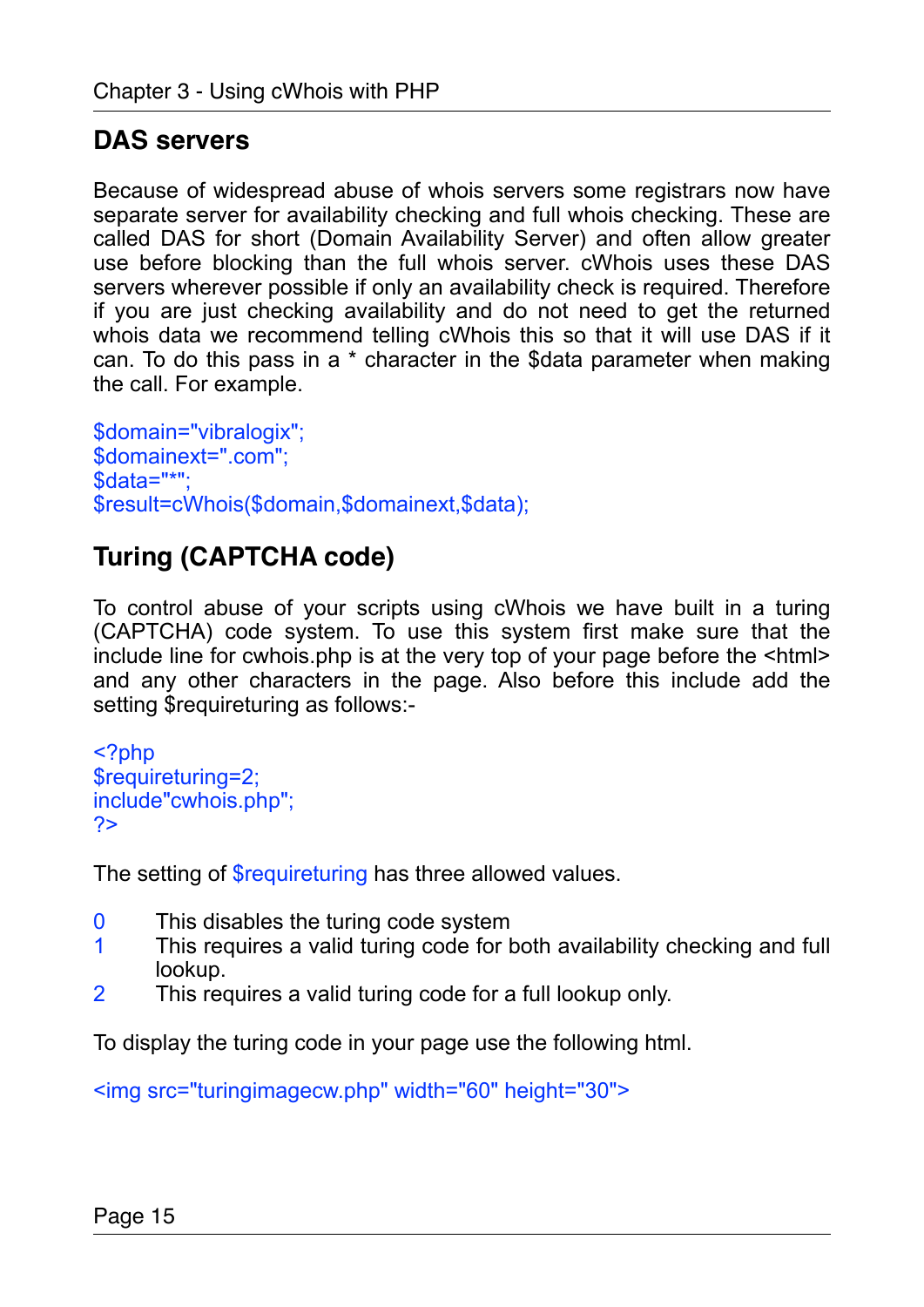## DAS servers

Because of widespread abuse of whois servers some registrars now have separate server for availability checking and full whois checking. These are called DAS for short (Domain Availability Server) and often allow greater use before blocking than the full whois server. cWhois uses these DAS servers wherever possible if only an availability check is required. Therefore if you are just checking availability and do not need to get the returned whois data we recommend telling cWhois this so that it will use DAS if it can. To do this pass in a * character in the $data parameter when making the call. For example.

```
$domain="vibralogix";
$domainext=".com";
$data="*";
$result=cWhois($domain,$domainext,$data);
```

## Turing (CAPTCHA code)

To control abuse of your scripts using cWhois we have built in a turing (CAPTCHA) code system. To use this system first make sure that the include line for cwhois.php is at the very top of your page before the <html> and any other characters in the page. Also before this include add the setting $requireturing as follows:-

```
<?php
$requireturing=2;
include"cwhois.php";
?>
```

The setting of $requireturing has three allowed values.

- 0 This disables the turing code system
- 1 This requires a valid turing code for both availability checking and full lookup.
- 2 This requires a valid turing code for a full lookup only.

To display the turing code in your page use the following html.

```
<img src="turingimagecw.php" width="60" height="30">
```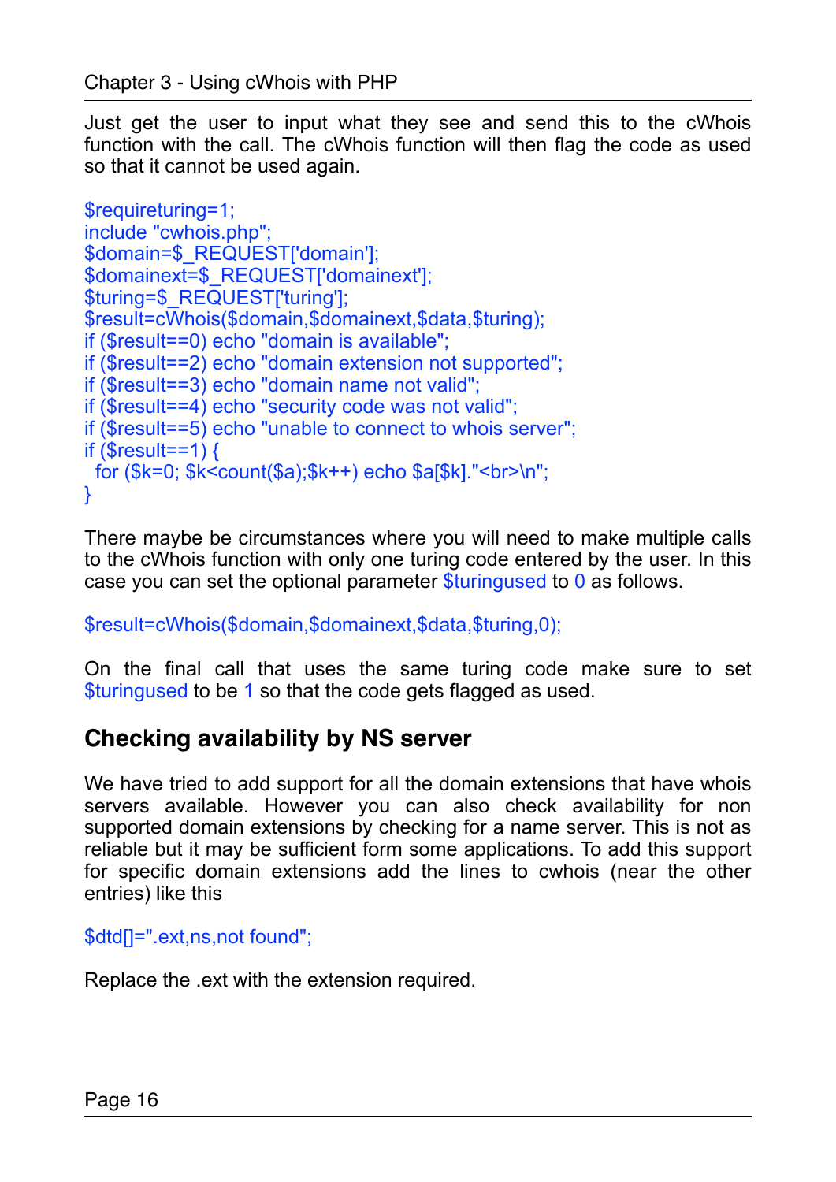Just get the user to input what they see and send this to the cWhois function with the call. The cWhois function will then flag the code as used so that it cannot be used again.

```
$requireturing=1;
include "cwhois.php";
$domain=$_REQUEST['domain'];
$domainext=$_REQUEST['domainext'];
$turing=$_REQUEST['turing'];
$result=cWhois($domain,$domainext,$data,$turing);
if ($result==0) echo "domain is available";
if ($result==2) echo "domain extension not supported";
if ($result==3) echo "domain name not valid";
if ($result==4) echo "security code was not valid";
if ($result==5) echo "unable to connect to whois server";
if ($result==1) {
  for ($k=0; $k<count($a);$k++) echo $a[$k]."<br>\n";
}
```

There maybe be circumstances where you will need to make multiple calls to the cWhois function with only one turing code entered by the user. In this case you can set the optional parameter $turingused to 0 as follows.

```
$result=cWhois($domain,$domainext,$data,$turing,0);
```

On the final call that uses the same turing code make sure to set $turingused to be 1 so that the code gets flagged as used.

## Checking availability by NS server

We have tried to add support for all the domain extensions that have whois servers available. However you can also check availability for non supported domain extensions by checking for a name server. This is not as reliable but it may be sufficient form some applications. To add this support for specific domain extensions add the lines to cwhois (near the other entries) like this

```
$dtd[]=".ext,ns,not found";
```

Replace the .ext with the extension required.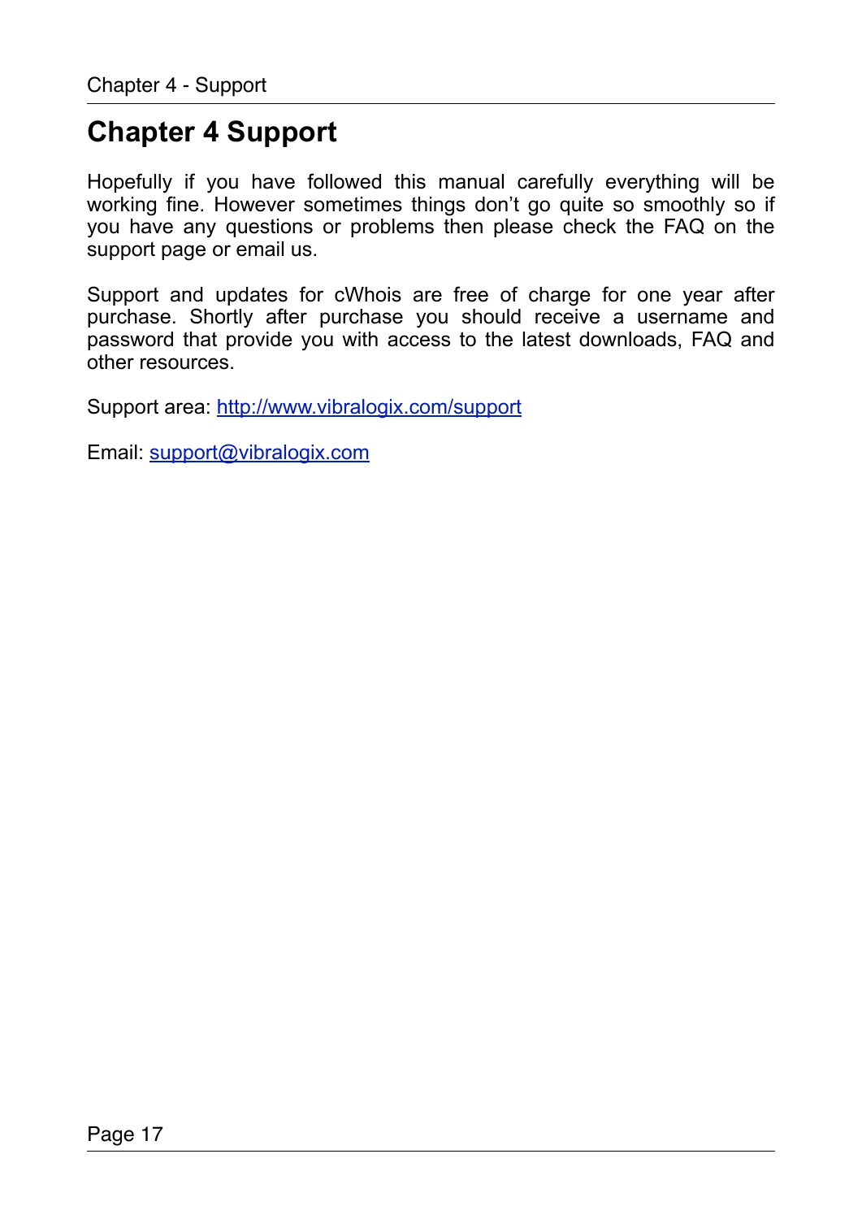# Chapter 4 Support

Hopefully if you have followed this manual carefully everything will be working fine. However sometimes things don't go quite so smoothly so if you have any questions or problems then please check the FAQ on the support page or email us.

Support and updates for cWhois are free of charge for one year after purchase. Shortly after purchase you should receive a username and password that provide you with access to the latest downloads, FAQ and other resources.

Support area: [http://www.vibralogix.com/support](http://www.vibralogix.com/support)

Email: [support@vibralogix.com](mailto:support@vibralogix.com)